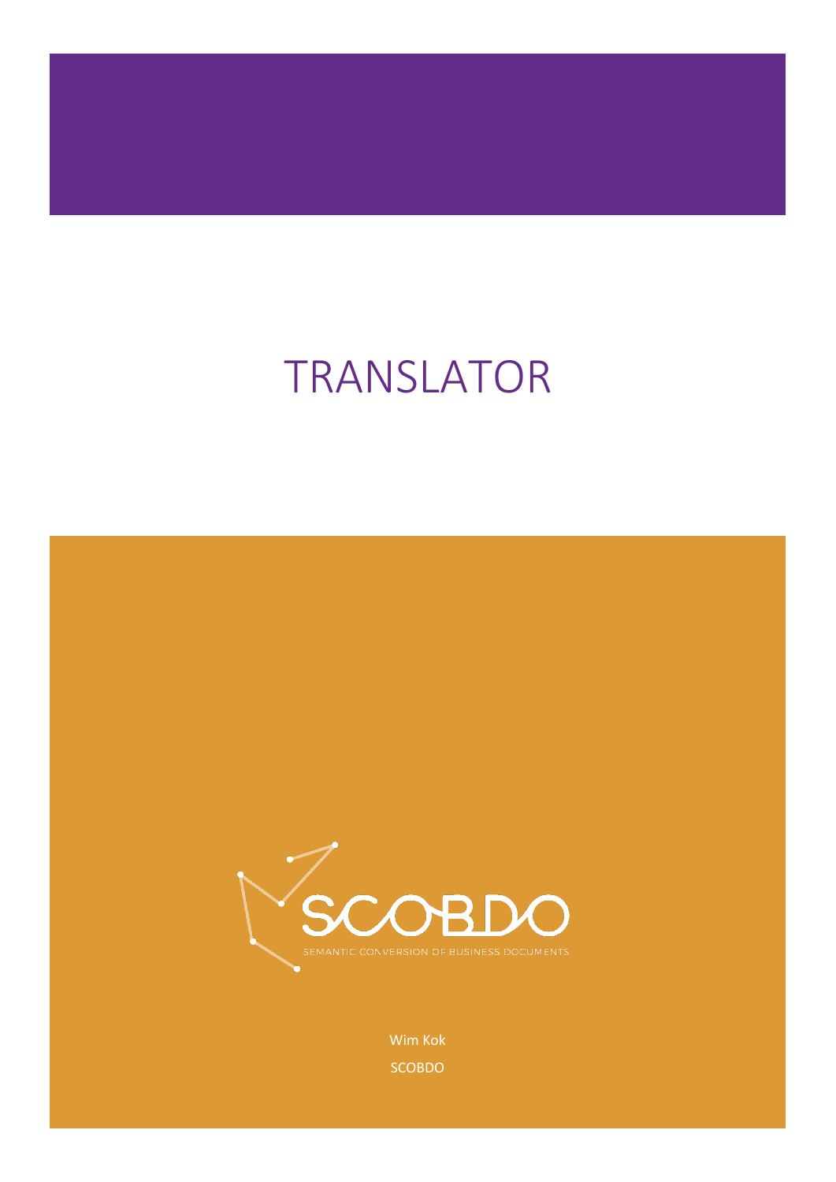# TRANSLATOR

SCOBDO

SEMANTIC CONVERSION OF BUSINESS DOCUMENTS

Wim Kok

SCOBDO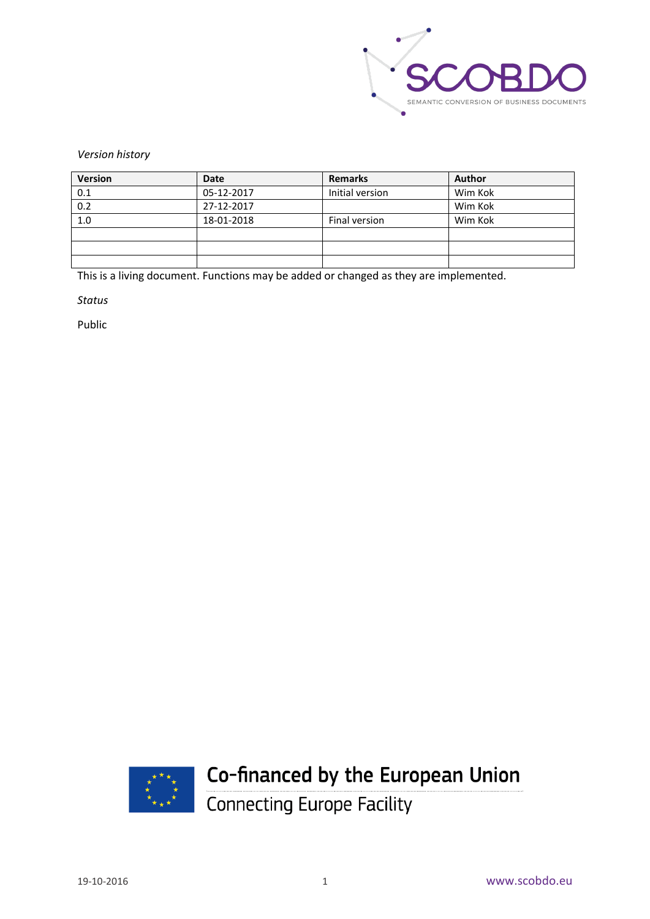*Version history*

| Version | Date | Remarks | Author |
|---|---|---|---|
| 0.1 | 05-12-2017 | Initial version | Wim Kok |
| 0.2 | 27-12-2017 | | Wim Kok |
| 1.0 | 18-01-2018 | Final version | Wim Kok |
| | | | |
| | | | |
| | | | |

This is a living document. Functions may be added or changed as they are implemented.

*Status*

Public

Co-financed by the European Union

Connecting Europe Facility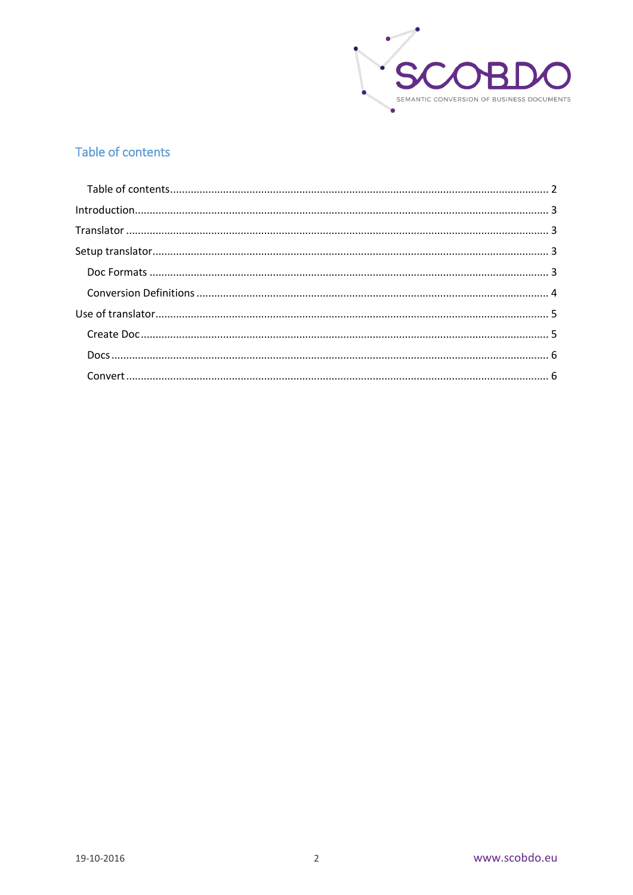## Table of contents

- Table of contents ........ 2
- Introduction ........ 3
- Translator ........ 3
- Setup translator ........ 3
  - Doc Formats ........ 3
  - Conversion Definitions ........ 4
- Use of translator ........ 5
  - Create Doc ........ 5
  - Docs ........ 6
  - Convert ........ 6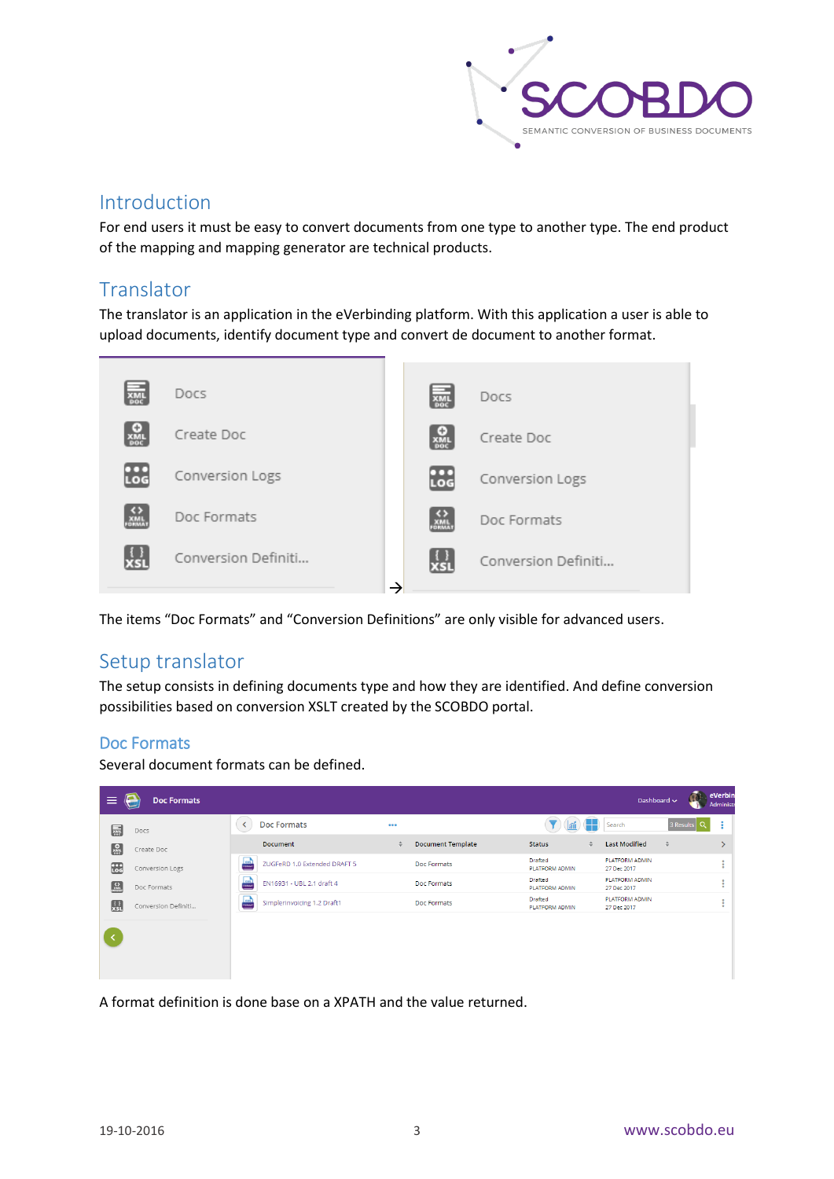## Introduction

For end users it must be easy to convert documents from one type to another type. The end product of the mapping and mapping generator are technical products.

## Translator

The translator is an application in the eVerbinding platform. With this application a user is able to upload documents, identify document type and convert de document to another format.

The items “Doc Formats” and “Conversion Definitions” are only visible for advanced users.

## Setup translator

The setup consists in defining documents type and how they are identified. And define conversion possibilities based on conversion XSLT created by the SCOBDO portal.

### Doc Formats

Several document formats can be defined.

A format definition is done base on a XPATH and the value returned.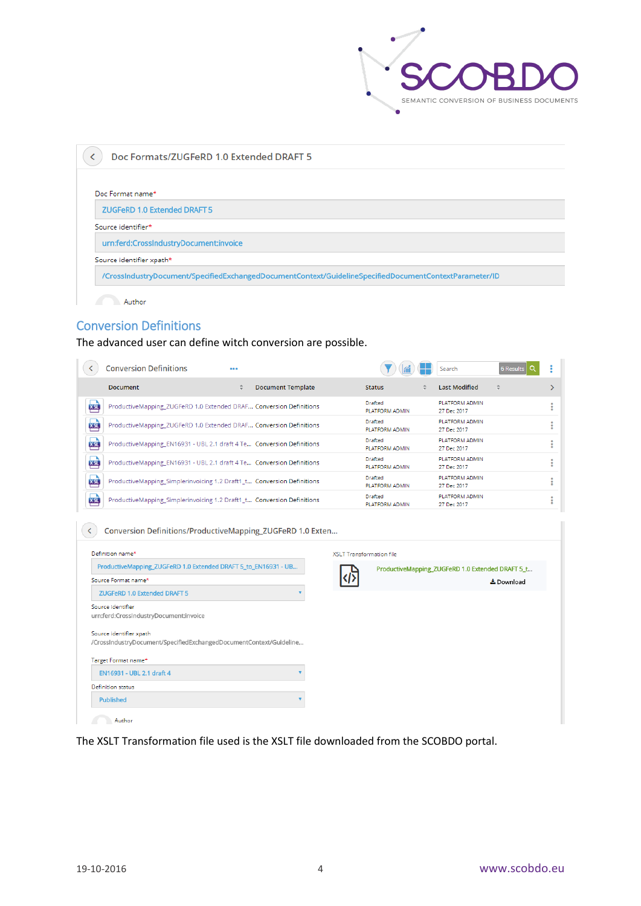Doc Formats/ZUGFeRD 1.0 Extended DRAFT 5

Doc Format name*
ZUGFeRD 1.0 Extended DRAFT 5

Source identifier*
urn:ferd:CrossIndustryDocument:invoice

Source identifier xpath*
/CrossIndustryDocument/SpecifiedExchangedDocumentContext/GuidelineSpecifiedDocumentContextParameter/ID

Author

## Conversion Definitions

The advanced user can define witch conversion are possible.

Conversion Definitions

| Document | Document Template | Status | Last Modified |
|---|---|---|---|
| ProductiveMapping_ZUGFeRD 1.0 Extended DRAF... | Conversion Definitions | Drafted PLATFORM ADMIN | PLATFORM ADMIN 27 Dec 2017 |
| ProductiveMapping_ZUGFeRD 1.0 Extended DRAF... | Conversion Definitions | Drafted PLATFORM ADMIN | PLATFORM ADMIN 27 Dec 2017 |
| ProductiveMapping_EN16931 - UBL 2.1 draft 4 Te... | Conversion Definitions | Drafted PLATFORM ADMIN | PLATFORM ADMIN 27 Dec 2017 |
| ProductiveMapping_EN16931 - UBL 2.1 draft 4 Te... | Conversion Definitions | Drafted PLATFORM ADMIN | PLATFORM ADMIN 27 Dec 2017 |
| ProductiveMapping_SimplerInvoicing 1.2 Draft1_t... | Conversion Definitions | Drafted PLATFORM ADMIN | PLATFORM ADMIN 27 Dec 2017 |
| ProductiveMapping_SimplerInvoicing 1.2 Draft1_t... | Conversion Definitions | Drafted PLATFORM ADMIN | PLATFORM ADMIN 27 Dec 2017 |

Conversion Definitions/ProductiveMapping_ZUGFeRD 1.0 Exten...

Definition name*
ProductiveMapping_ZUGFeRD 1.0 Extended DRAFT 5_to_EN16931 - UB...

Source Format name*
ZUGFeRD 1.0 Extended DRAFT 5

Source identifier
urn:ferd:CrossIndustryDocument:invoice

Source identifier xpath
/CrossIndustryDocument/SpecifiedExchangedDocumentContext/Guideline...

Target Format name*
EN16931 - UBL 2.1 draft 4

Definition status
Published

Author

XSLT Transformation file
ProductiveMapping_ZUGFeRD 1.0 Extended DRAFT 5_t...
Download

The XSLT Transformation file used is the XSLT file downloaded from the SCOBDO portal.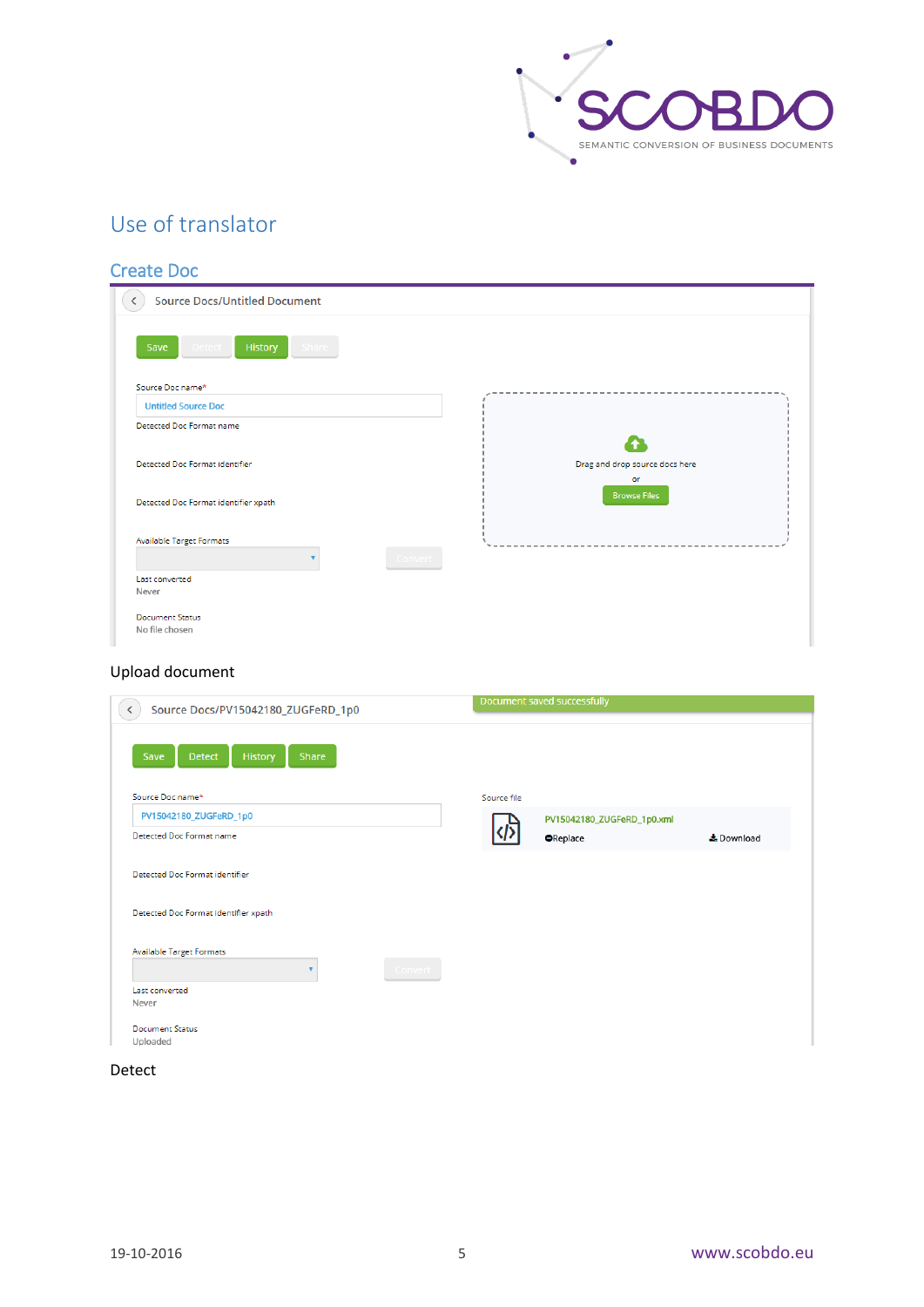## Use of translator

### Create Doc

Source Docs/Untitled Document

Save Detect History Share

Source Doc name*

Untitled Source Doc

Detected Doc Format name

Detected Doc Format identifier

Detected Doc Format identifier xpath

Available Target Formats

Convert

Last converted

Never

Document Status

No file chosen

Drag and drop source docs here

or

Browse Files

Upload document

Source Docs/PV15042180_ZUGFeRD_1p0

Document saved successfully

Save Detect History Share

Source Doc name*

PV15042180_ZUGFeRD_1p0

Detected Doc Format name

Detected Doc Format identifier

Detected Doc Format identifier xpath

Available Target Formats

Convert

Last converted

Never

Document Status

Uploaded

Source file

PV15042180_ZUGFeRD_1p0.xml

Replace

Download

Detect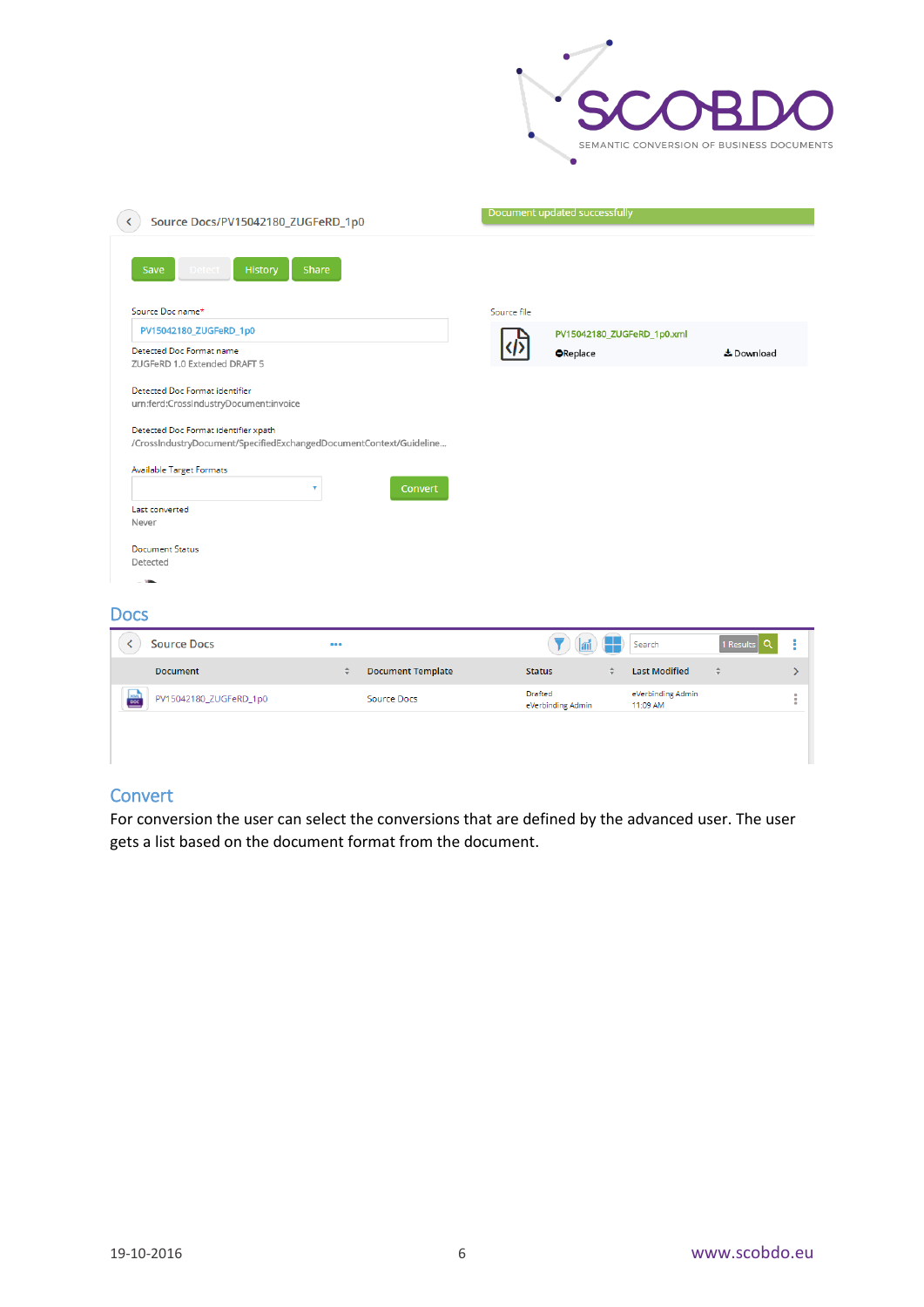## Docs

## Convert

For conversion the user can select the conversions that are defined by the advanced user. The user gets a list based on the document format from the document.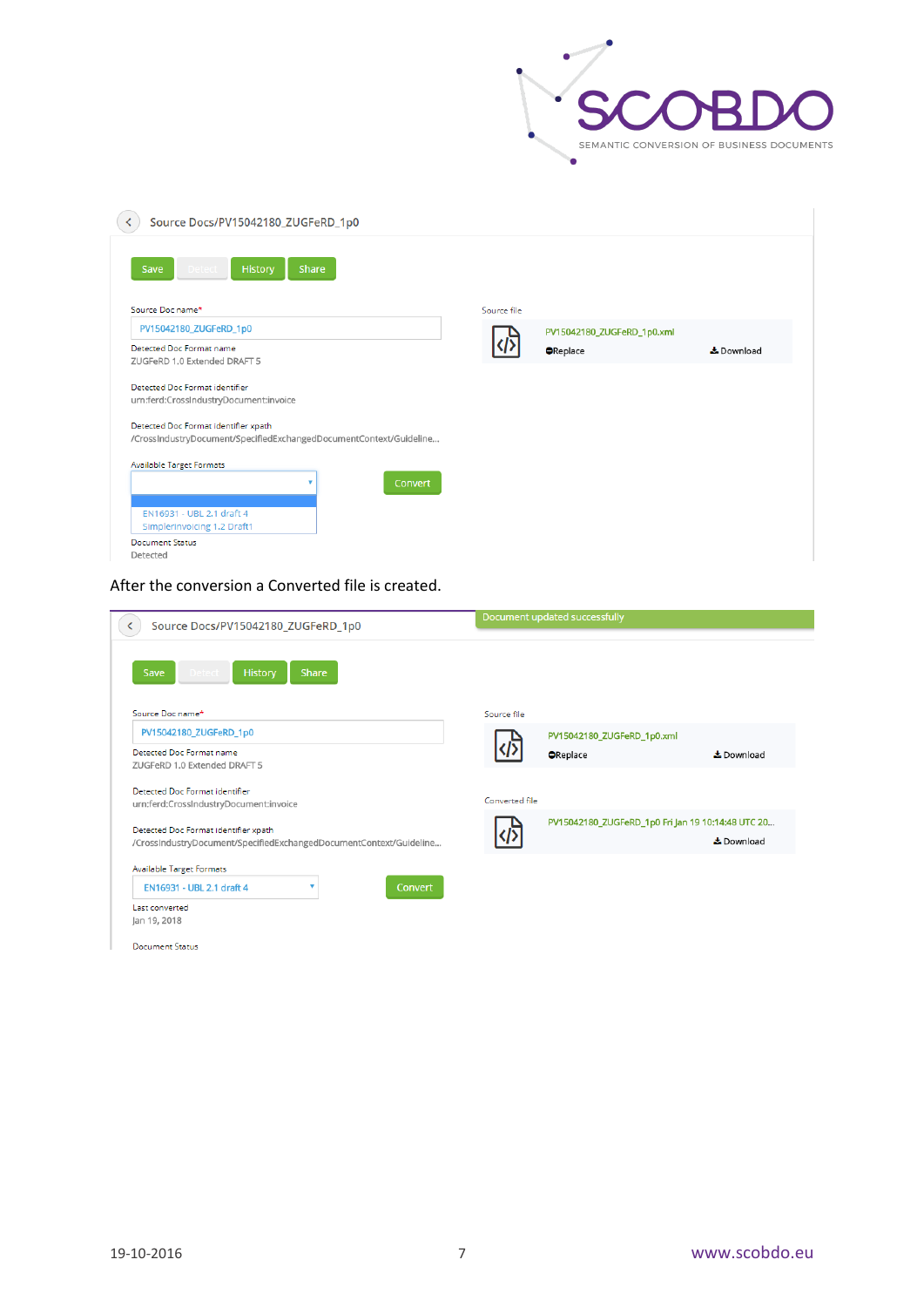Source Docs/PV15042180_ZUGFeRD_1p0

Save | Detect | History | Share

Source Doc name*

PV15042180_ZUGFeRD_1p0

Detected Doc Format name

ZUGFeRD 1.0 Extended DRAFT 5

Detected Doc Format identifier

urn:ferd:CrossIndustryDocument:invoice

Detected Doc Format identifier xpath

/CrossIndustryDocument/SpecifiedExchangedDocumentContext/Guideline...

Available Target Formats

EN16931 - UBL 2.1 draft 4

SimplerInvoicing 1.2 Draft1

Convert

Document Status

Detected

Source file

PV15042180_ZUGFeRD_1p0.xml

Replace

Download

After the conversion a Converted file is created.

Document updated successfully

Source Docs/PV15042180_ZUGFeRD_1p0

Save | Detect | History | Share

Source Doc name*

PV15042180_ZUGFeRD_1p0

Detected Doc Format name

ZUGFeRD 1.0 Extended DRAFT 5

Detected Doc Format identifier

urn:ferd:CrossIndustryDocument:invoice

Detected Doc Format identifier xpath

/CrossIndustryDocument/SpecifiedExchangedDocumentContext/Guideline...

Available Target Formats

EN16931 - UBL 2.1 draft 4

Convert

Last converted

Jan 19, 2018

Document Status

Source file

PV15042180_ZUGFeRD_1p0.xml

Replace

Download

Converted file

PV15042180_ZUGFeRD_1p0 Fri Jan 19 10:14:48 UTC 20...

Download